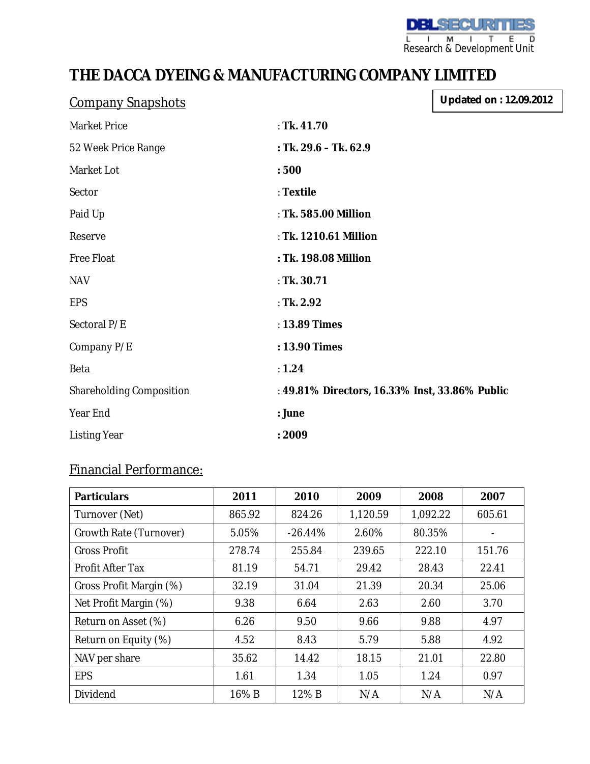DBL SECURITIES LIMITED
Research & Development Unit

# THE DACCA DYEING & MANUFACTURING COMPANY LIMITED

## Company Snapshots

**Updated on : 12.09.2012**

| | |
|---|---|
| Market Price | : **Tk. 41.70** |
| 52 Week Price Range | **: Tk. 29.6 – Tk. 62.9** |
| Market Lot | **: 500** |
| Sector | : **Textile** |
| Paid Up | : **Tk. 585.00 Million** |
| Reserve | : **Tk. 1210.61 Million** |
| Free Float | **: Tk. 198.08 Million** |
| NAV | : **Tk. 30.71** |
| EPS | : **Tk. 2.92** |
| Sectoral P/E | : **13.89 Times** |
| Company P/E | **: 13.90 Times** |
| Beta | : **1.24** |
| Shareholding Composition | : **49.81% Directors, 16.33% Inst, 33.86% Public** |
| Year End | **: June** |
| Listing Year | **: 2009** |

## Financial Performance:

| Particulars | 2011 | 2010 | 2009 | 2008 | 2007 |
|---|---|---|---|---|---|
| Turnover (Net) | 865.92 | 824.26 | 1,120.59 | 1,092.22 | 605.61 |
| Growth Rate (Turnover) | 5.05% | -26.44% | 2.60% | 80.35% | - |
| Gross Profit | 278.74 | 255.84 | 239.65 | 222.10 | 151.76 |
| Profit After Tax | 81.19 | 54.71 | 29.42 | 28.43 | 22.41 |
| Gross Profit Margin (%) | 32.19 | 31.04 | 21.39 | 20.34 | 25.06 |
| Net Profit Margin (%) | 9.38 | 6.64 | 2.63 | 2.60 | 3.70 |
| Return on Asset (%) | 6.26 | 9.50 | 9.66 | 9.88 | 4.97 |
| Return on Equity (%) | 4.52 | 8.43 | 5.79 | 5.88 | 4.92 |
| NAV per share | 35.62 | 14.42 | 18.15 | 21.01 | 22.80 |
| EPS | 1.61 | 1.34 | 1.05 | 1.24 | 0.97 |
| Dividend | 16% B | 12% B | N/A | N/A | N/A |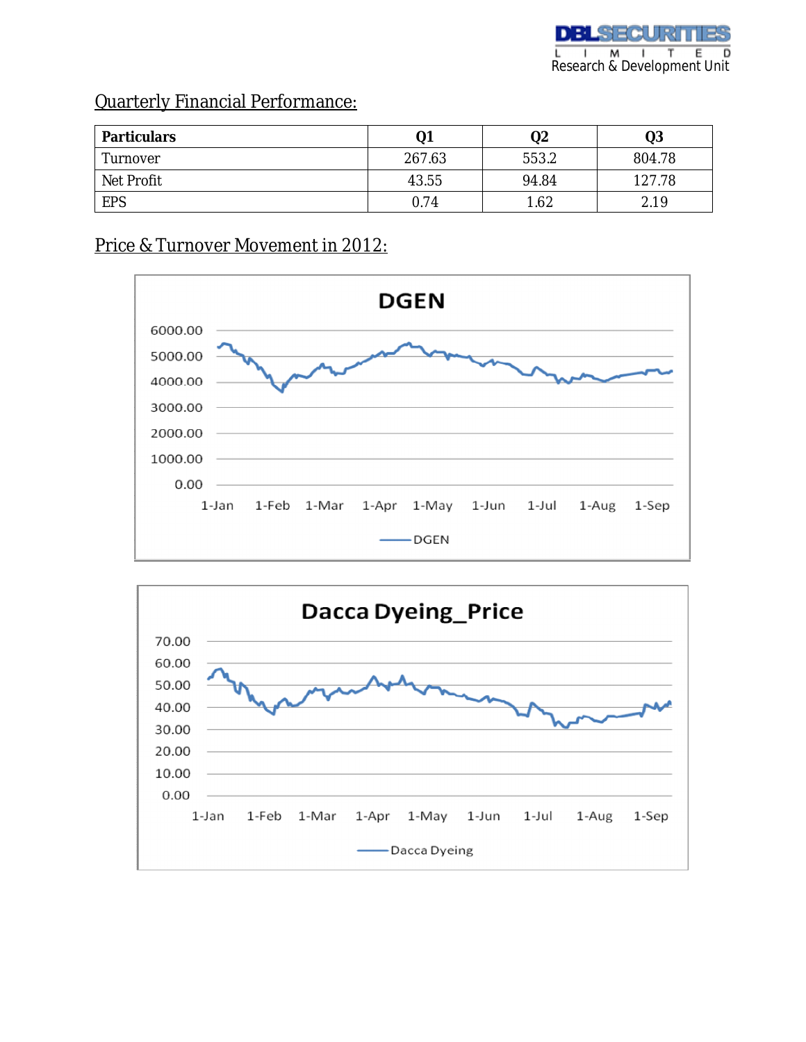## Quarterly Financial Performance:

| Particulars | Q1 | Q2 | Q3 |
|---|---|---|---|
| Turnover | 267.63 | 553.2 | 804.78 |
| Net Profit | 43.55 | 94.84 | 127.78 |
| EPS | 0.74 | 1.62 | 2.19 |

## Price & Turnover Movement in 2012:

**DGEN**

6000.00
5000.00
4000.00
3000.00
2000.00
1000.00
0.00

1-Jan 1-Feb 1-Mar 1-Apr 1-May 1-Jun 1-Jul 1-Aug 1-Sep

DGEN

**Dacca Dyeing_Price**

70.00
60.00
50.00
40.00
30.00
20.00
10.00
0.00

1-Jan 1-Feb 1-Mar 1-Apr 1-May 1-Jun 1-Jul 1-Aug 1-Sep

Dacca Dyeing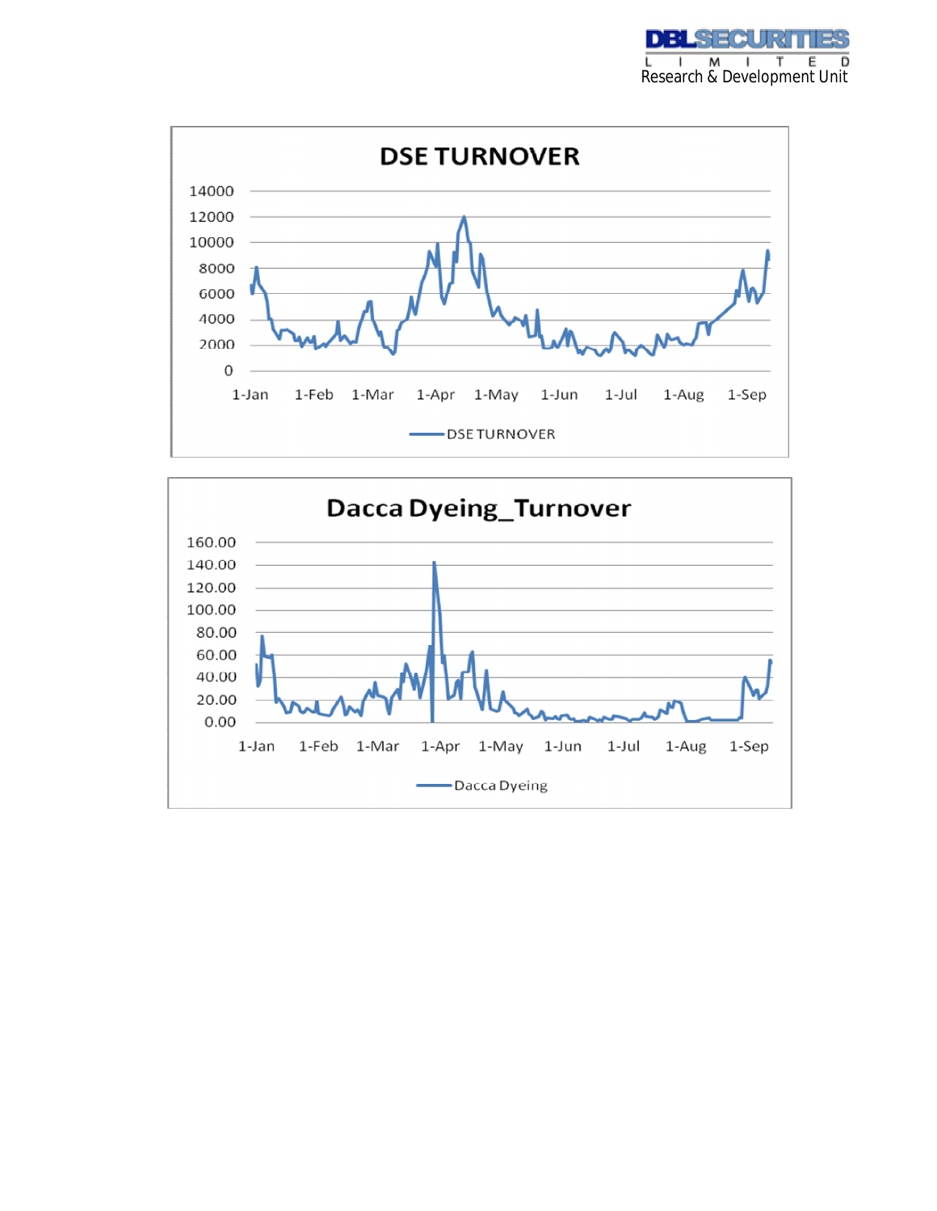DSE TURNOVER

14000
12000
10000
8000
6000
4000
2000
0

1-Jan 1-Feb 1-Mar 1-Apr 1-May 1-Jun 1-Jul 1-Aug 1-Sep

DSE TURNOVER

Dacca Dyeing_Turnover

160.00
140.00
120.00
100.00
80.00
60.00
40.00
20.00
0.00

1-Jan 1-Feb 1-Mar 1-Apr 1-May 1-Jun 1-Jul 1-Aug 1-Sep

Dacca Dyeing